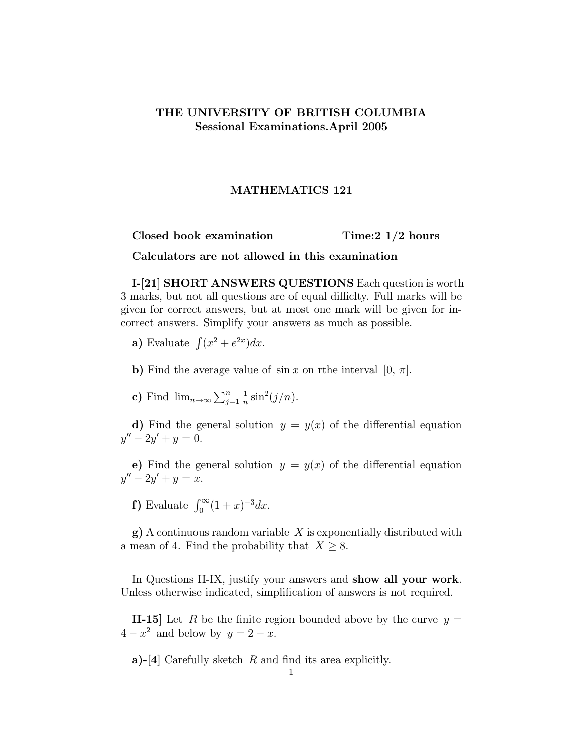**THE UNIVERSITY OF BRITISH COLUMBIA**
**Sessional Examinations.April 2005**

**MATHEMATICS 121**

**Closed book examination** **Time:2 1/2 hours**

**Calculators are not allowed in this examination**

**I-[21] SHORT ANSWERS QUESTIONS** Each question is worth 3 marks, but not all questions are of equal difficlty. Full marks will be given for correct answers, but at most one mark will be given for incorrect answers. Simplify your answers as much as possible.

**a)** Evaluate $\int (x^2 + e^{2x})dx$.

**b)** Find the average value of $\sin x$ on rthe interval $[0, \pi]$.

**c)** Find $\lim_{n\to\infty} \sum_{j=1}^{n} \frac{1}{n} \sin^2(j/n)$.

**d)** Find the general solution $y = y(x)$ of the differential equation $y'' - 2y' + y = 0$.

**e)** Find the general solution $y = y(x)$ of the differential equation $y'' - 2y' + y = x$.

**f)** Evaluate $\int_0^\infty (1 + x)^{-3} dx$.

**g)** A continuous random variable $X$ is exponentially distributed with a mean of 4. Find the probability that $X \geq 8$.

In Questions II-IX, justify your answers and **show all your work**. Unless otherwise indicated, simplification of answers is not required.

**II-15]** Let $R$ be the finite region bounded above by the curve $y = 4 - x^2$ and below by $y = 2 - x$.

**a)-[4]** Carefully sketch $R$ and find its area explicitly.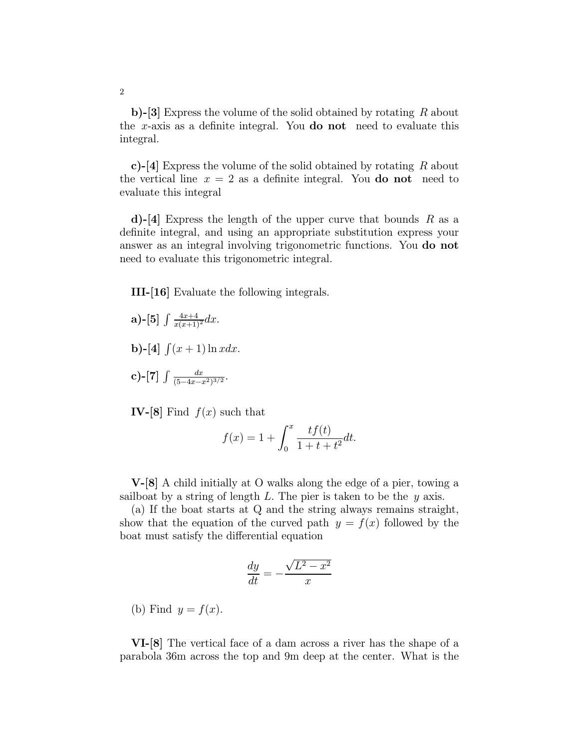**b)-[3]** Express the volume of the solid obtained by rotating $R$ about the $x$-axis as a definite integral. You **do not** need to evaluate this integral.

**c)-[4]** Express the volume of the solid obtained by rotating $R$ about the vertical line $x = 2$ as a definite integral. You **do not** need to evaluate this integral

**d)-[4]** Express the length of the upper curve that bounds $R$ as a definite integral, and using an appropriate substitution express your answer as an integral involving trigonometric functions. You **do not** need to evaluate this trigonometric integral.

**III-[16]** Evaluate the following integrals.

**a)-[5]** $\int \frac{4x+4}{x(x+1)^2}dx$.

**b)-[4]** $\int (x+1)\ln x dx$.

**c)-[7]** $\int \frac{dx}{(5-4x-x^2)^{3/2}}$.

**IV-[8]** Find $f(x)$ such that

$$f(x) = 1 + \int_0^x \frac{tf(t)}{1+t+t^2}dt.$$

**V-[8]** A child initially at O walks along the edge of a pier, towing a sailboat by a string of length $L$. The pier is taken to be the $y$ axis.

(a) If the boat starts at Q and the string always remains straight, show that the equation of the curved path $y = f(x)$ followed by the boat must satisfy the differential equation

$$\frac{dy}{dt} = -\frac{\sqrt{L^2 - x^2}}{x}$$

(b) Find $y = f(x)$.

**VI-[8]** The vertical face of a dam across a river has the shape of a parabola 36m across the top and 9m deep at the center. What is the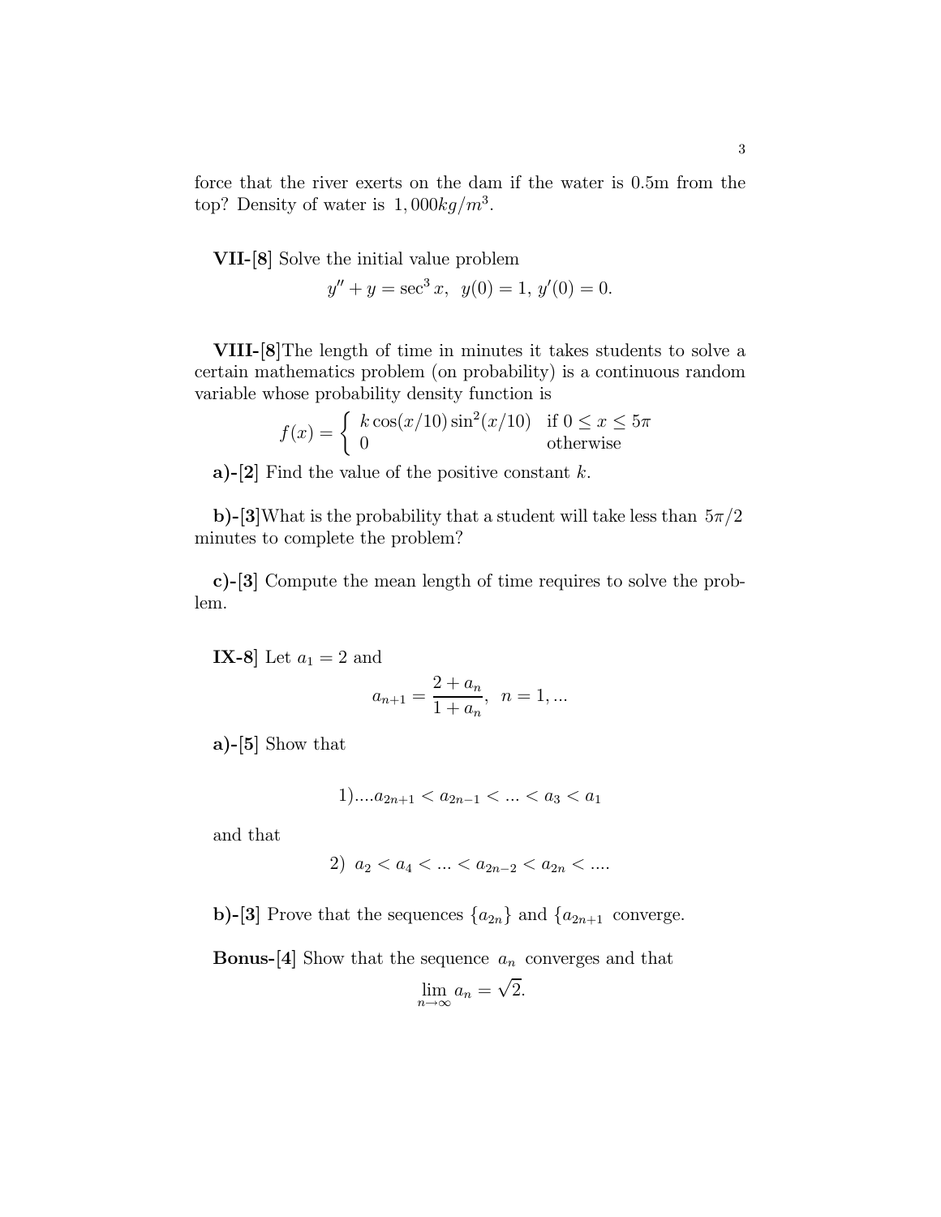force that the river exerts on the dam if the water is 0.5m from the top? Density of water is $1,000 kg/m^3$.

**VII-[8]** Solve the initial value problem

$$y'' + y = \sec^3 x, \;\; y(0) = 1, \; y'(0) = 0.$$

**VIII-[8]**The length of time in minutes it takes students to solve a certain mathematics problem (on probability) is a continuous random variable whose probability density function is

$$f(x) = \begin{cases} k\cos(x/10)\sin^2(x/10) & \text{if } 0 \leq x \leq 5\pi \\ 0 & \text{otherwise} \end{cases}$$

**a)-[2]** Find the value of the positive constant $k$.

**b)-[3]**What is the probability that a student will take less than $5\pi/2$ minutes to complete the problem?

**c)-[3]** Compute the mean length of time requires to solve the problem.

**IX-8]** Let $a_1 = 2$ and

$$a_{n+1} = \frac{2 + a_n}{1 + a_n}, \;\; n = 1, ...$$

**a)-[5]** Show that

$$1) ....a_{2n+1} < a_{2n-1} < ... < a_3 < a_1$$

and that

$$2) \;\; a_2 < a_4 < ... < a_{2n-2} < a_{2n} < ....$$

**b)-[3]** Prove that the sequences $\{a_{2n}\}$ and $\{a_{2n+1}$ converge.

**Bonus-[4]** Show that the sequence $a_n$ converges and that

$$\lim_{n \to \infty} a_n = \sqrt{2}.$$